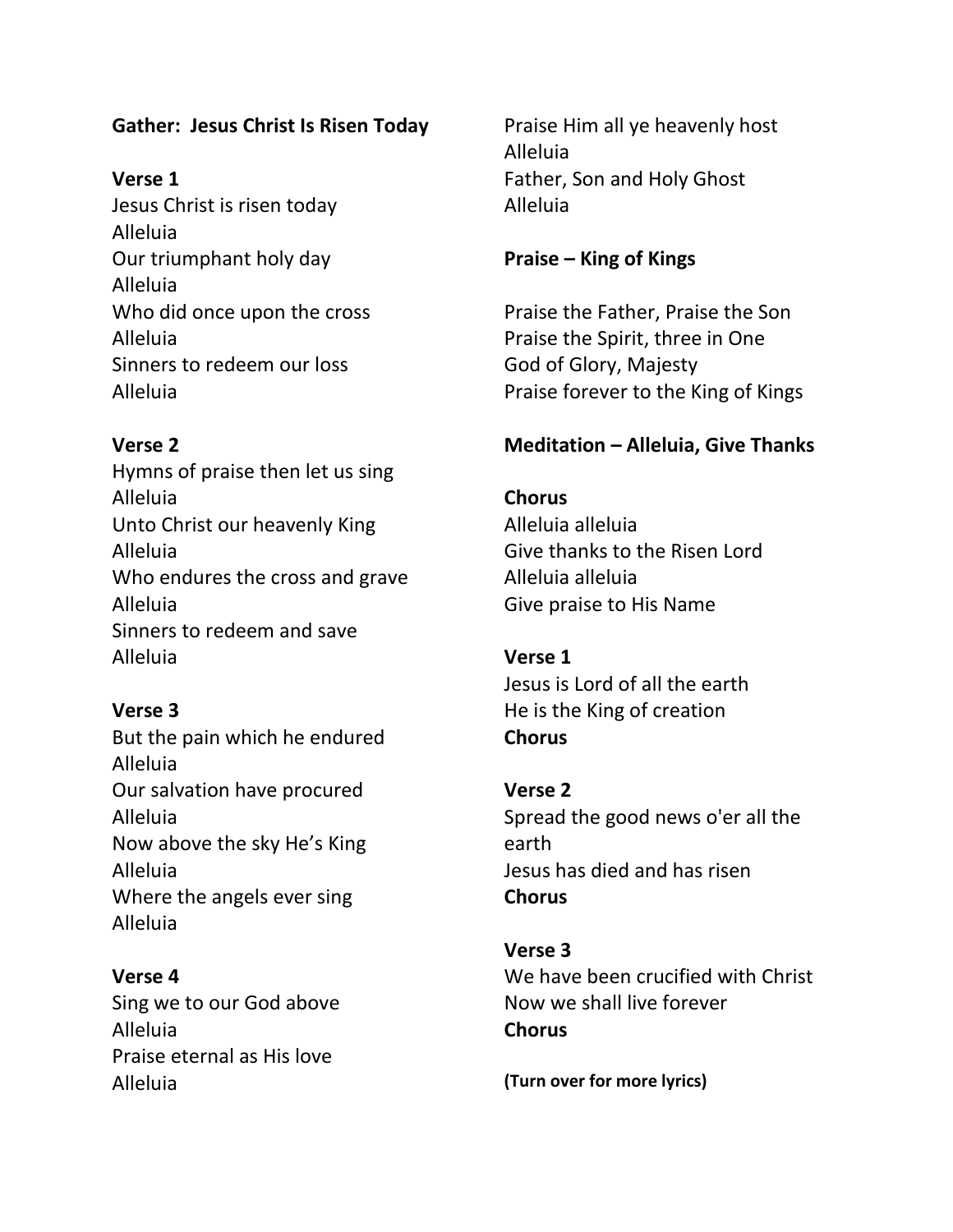**Gather: Jesus Christ Is Risen Today**

**Verse 1**
Jesus Christ is risen today
Alleluia
Our triumphant holy day
Alleluia
Who did once upon the cross
Alleluia
Sinners to redeem our loss
Alleluia

**Verse 2**
Hymns of praise then let us sing
Alleluia
Unto Christ our heavenly King
Alleluia
Who endures the cross and grave
Alleluia
Sinners to redeem and save
Alleluia

**Verse 3**
But the pain which he endured
Alleluia
Our salvation have procured
Alleluia
Now above the sky He's King
Alleluia
Where the angels ever sing
Alleluia

**Verse 4**
Sing we to our God above
Alleluia
Praise eternal as His love
Alleluia
Praise Him all ye heavenly host
Alleluia
Father, Son and Holy Ghost
Alleluia

**Praise – King of Kings**

Praise the Father, Praise the Son
Praise the Spirit, three in One
God of Glory, Majesty
Praise forever to the King of Kings

**Meditation – Alleluia, Give Thanks**

**Chorus**
Alleluia alleluia
Give thanks to the Risen Lord
Alleluia alleluia
Give praise to His Name

**Verse 1**
Jesus is Lord of all the earth
He is the King of creation
**Chorus**

**Verse 2**
Spread the good news o'er all the earth
Jesus has died and has risen
**Chorus**

**Verse 3**
We have been crucified with Christ
Now we shall live forever
**Chorus**

**(Turn over for more lyrics)**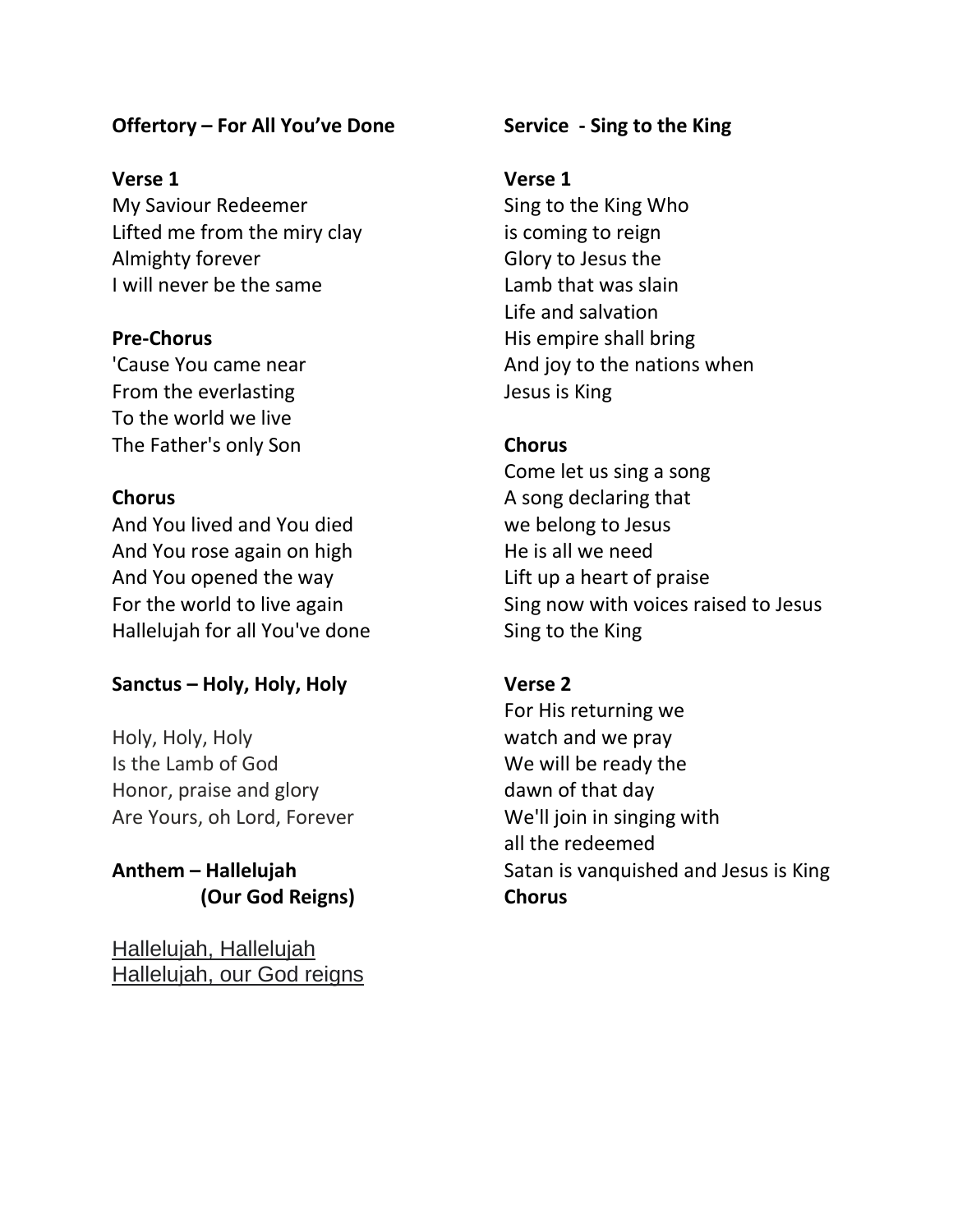**Offertory – For All You've Done**

**Verse 1**
My Saviour Redeemer
Lifted me from the miry clay
Almighty forever
I will never be the same

**Pre-Chorus**
'Cause You came near
From the everlasting
To the world we live
The Father's only Son

**Chorus**
And You lived and You died
And You rose again on high
And You opened the way
For the world to live again
Hallelujah for all You've done

**Sanctus – Holy, Holy, Holy**

Holy, Holy, Holy
Is the Lamb of God
Honor, praise and glory
Are Yours, oh Lord, Forever

**Anthem – Hallelujah**
**(Our God Reigns)**

Hallelujah, Hallelujah
Hallelujah, our God reigns

**Service - Sing to the King**

**Verse 1**
Sing to the King Who
is coming to reign
Glory to Jesus the
Lamb that was slain
Life and salvation
His empire shall bring
And joy to the nations when
Jesus is King

**Chorus**
Come let us sing a song
A song declaring that
we belong to Jesus
He is all we need
Lift up a heart of praise
Sing now with voices raised to Jesus
Sing to the King

**Verse 2**
For His returning we
watch and we pray
We will be ready the
dawn of that day
We'll join in singing with
all the redeemed
Satan is vanquished and Jesus is King
**Chorus**